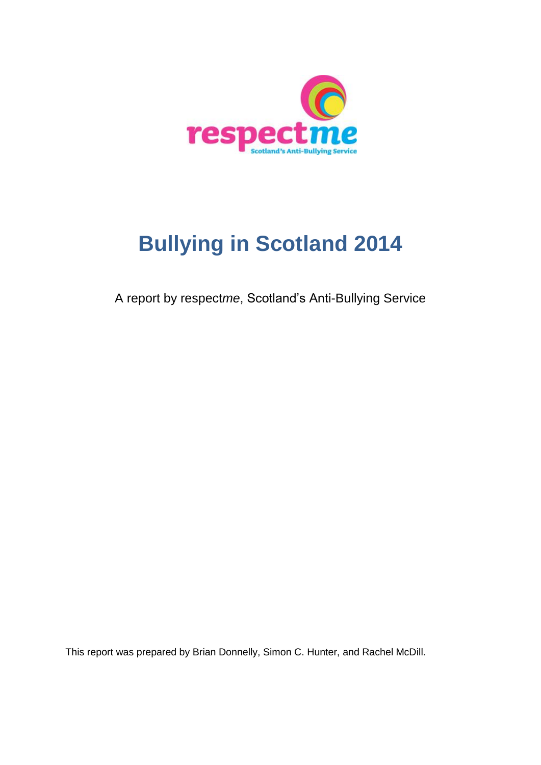respect*me*

Scotland's Anti-Bullying Service

# Bullying in Scotland 2014

A report by respect*me*, Scotland's Anti-Bullying Service

This report was prepared by Brian Donnelly, Simon C. Hunter, and Rachel McDill.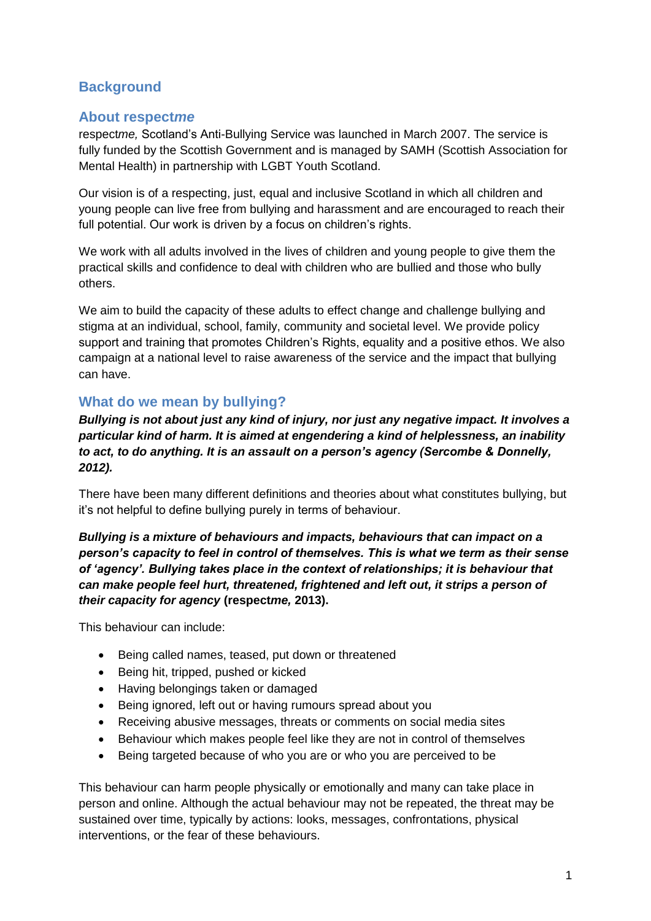# Background

## About respect*me*

respect*me,* Scotland's Anti-Bullying Service was launched in March 2007. The service is fully funded by the Scottish Government and is managed by SAMH (Scottish Association for Mental Health) in partnership with LGBT Youth Scotland.

Our vision is of a respecting, just, equal and inclusive Scotland in which all children and young people can live free from bullying and harassment and are encouraged to reach their full potential. Our work is driven by a focus on children's rights.

We work with all adults involved in the lives of children and young people to give them the practical skills and confidence to deal with children who are bullied and those who bully others.

We aim to build the capacity of these adults to effect change and challenge bullying and stigma at an individual, school, family, community and societal level. We provide policy support and training that promotes Children's Rights, equality and a positive ethos. We also campaign at a national level to raise awareness of the service and the impact that bullying can have.

## What do we mean by bullying?

***Bullying is not about just any kind of injury, nor just any negative impact. It involves a particular kind of harm. It is aimed at engendering a kind of helplessness, an inability to act, to do anything. It is an assault on a person's agency (Sercombe & Donnelly, 2012).***

There have been many different definitions and theories about what constitutes bullying, but it's not helpful to define bullying purely in terms of behaviour.

***Bullying is a mixture of behaviours and impacts, behaviours that can impact on a person's capacity to feel in control of themselves. This is what we term as their sense of 'agency'. Bullying takes place in the context of relationships; it is behaviour that can make people feel hurt, threatened, frightened and left out, it strips a person of their capacity for agency*** **(respect*me,* 2013).**

This behaviour can include:

- Being called names, teased, put down or threatened
- Being hit, tripped, pushed or kicked
- Having belongings taken or damaged
- Being ignored, left out or having rumours spread about you
- Receiving abusive messages, threats or comments on social media sites
- Behaviour which makes people feel like they are not in control of themselves
- Being targeted because of who you are or who you are perceived to be

This behaviour can harm people physically or emotionally and many can take place in person and online. Although the actual behaviour may not be repeated, the threat may be sustained over time, typically by actions: looks, messages, confrontations, physical interventions, or the fear of these behaviours.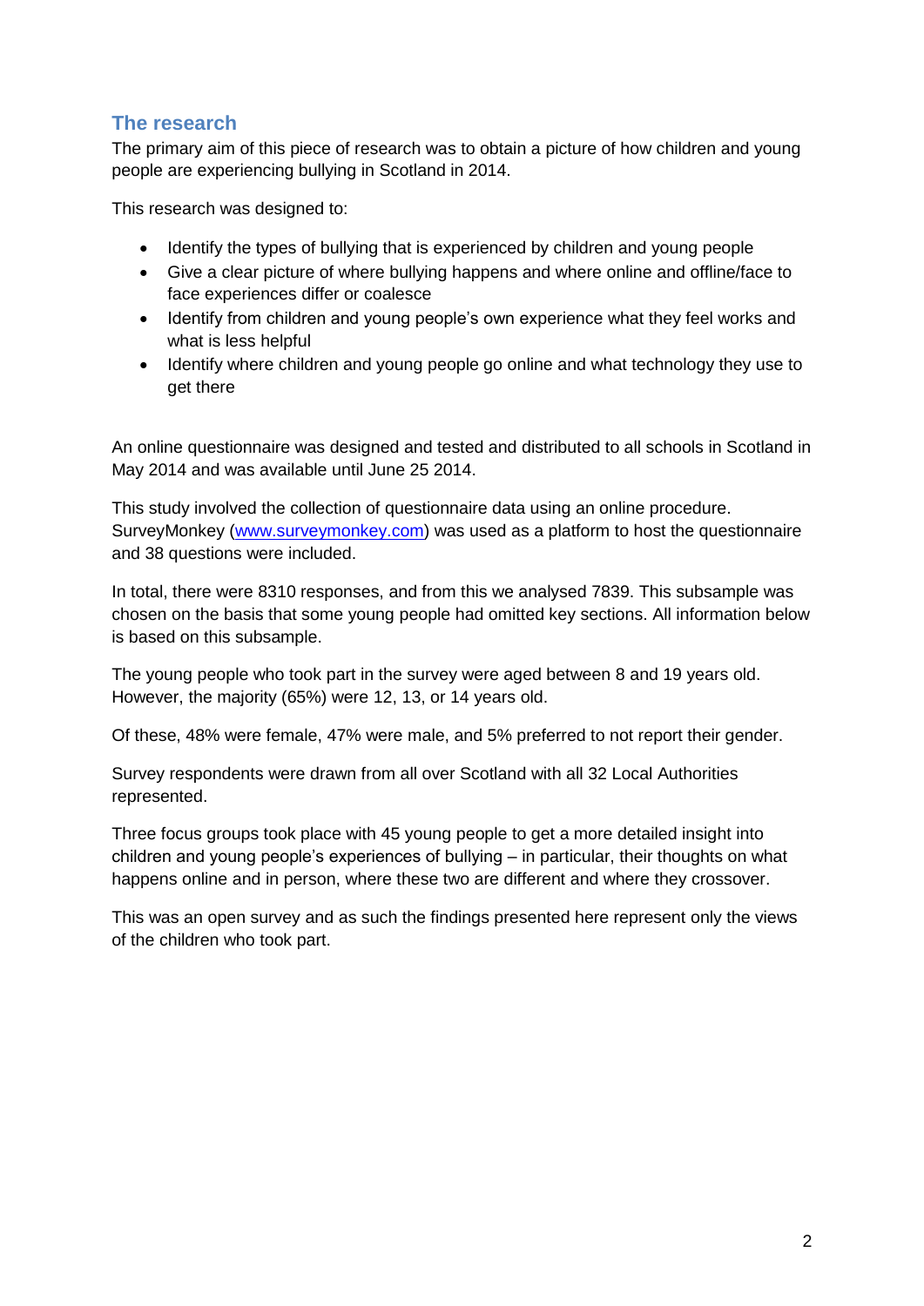## The research

The primary aim of this piece of research was to obtain a picture of how children and young people are experiencing bullying in Scotland in 2014.

This research was designed to:

- Identify the types of bullying that is experienced by children and young people
- Give a clear picture of where bullying happens and where online and offline/face to face experiences differ or coalesce
- Identify from children and young people's own experience what they feel works and what is less helpful
- Identify where children and young people go online and what technology they use to get there

An online questionnaire was designed and tested and distributed to all schools in Scotland in May 2014 and was available until June 25 2014.

This study involved the collection of questionnaire data using an online procedure. SurveyMonkey ([www.surveymonkey.com](http://www.surveymonkey.com)) was used as a platform to host the questionnaire and 38 questions were included.

In total, there were 8310 responses, and from this we analysed 7839. This subsample was chosen on the basis that some young people had omitted key sections. All information below is based on this subsample.

The young people who took part in the survey were aged between 8 and 19 years old. However, the majority (65%) were 12, 13, or 14 years old.

Of these, 48% were female, 47% were male, and 5% preferred to not report their gender.

Survey respondents were drawn from all over Scotland with all 32 Local Authorities represented.

Three focus groups took place with 45 young people to get a more detailed insight into children and young people's experiences of bullying – in particular, their thoughts on what happens online and in person, where these two are different and where they crossover.

This was an open survey and as such the findings presented here represent only the views of the children who took part.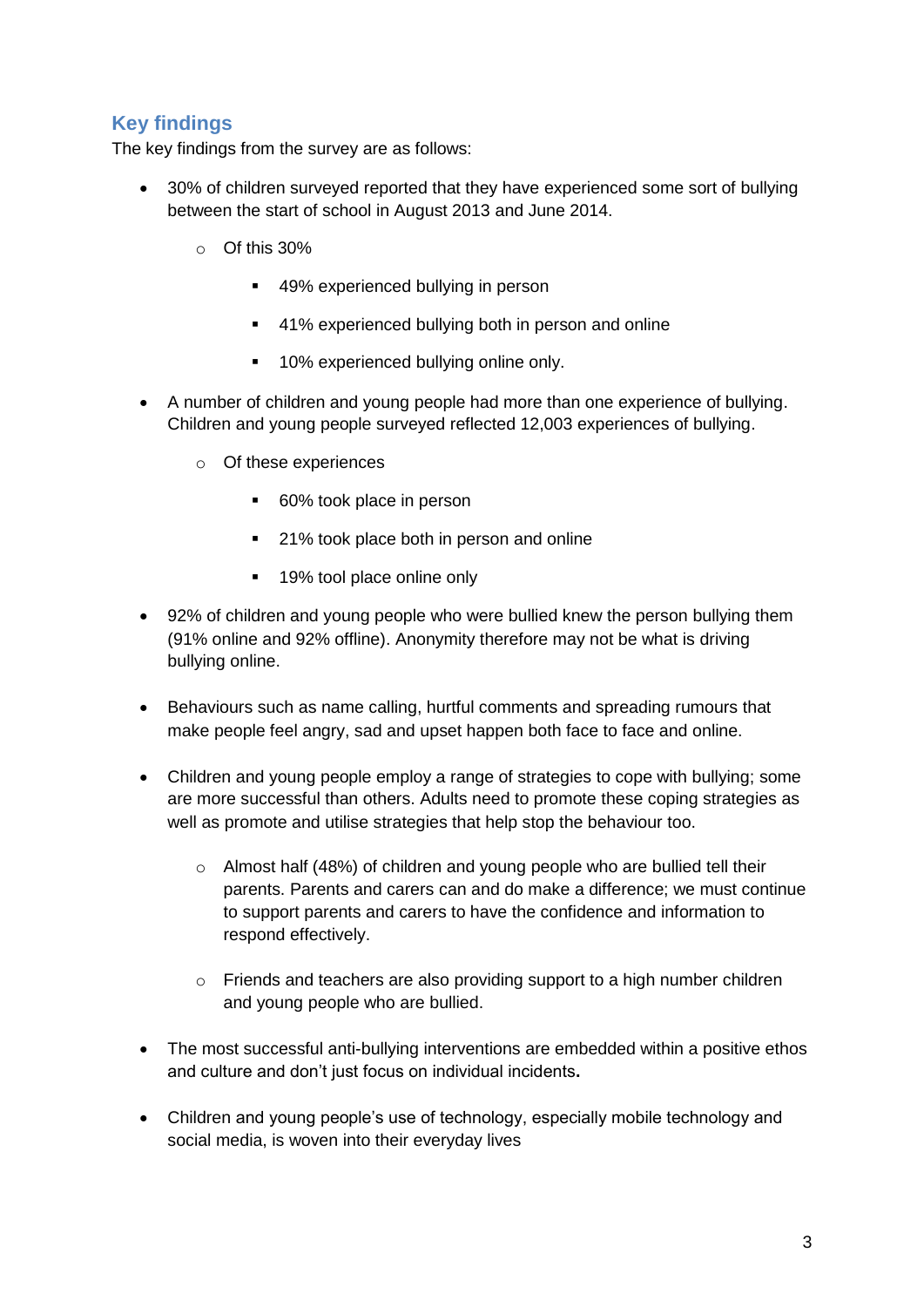## Key findings

The key findings from the survey are as follows:

- 30% of children surveyed reported that they have experienced some sort of bullying between the start of school in August 2013 and June 2014.
    - Of this 30%
        - 49% experienced bullying in person
        - 41% experienced bullying both in person and online
        - 10% experienced bullying online only.
- A number of children and young people had more than one experience of bullying. Children and young people surveyed reflected 12,003 experiences of bullying.
    - Of these experiences
        - 60% took place in person
        - 21% took place both in person and online
        - 19% tool place online only
- 92% of children and young people who were bullied knew the person bullying them (91% online and 92% offline). Anonymity therefore may not be what is driving bullying online.
- Behaviours such as name calling, hurtful comments and spreading rumours that make people feel angry, sad and upset happen both face to face and online.
- Children and young people employ a range of strategies to cope with bullying; some are more successful than others. Adults need to promote these coping strategies as well as promote and utilise strategies that help stop the behaviour too.
    - Almost half (48%) of children and young people who are bullied tell their parents. Parents and carers can and do make a difference; we must continue to support parents and carers to have the confidence and information to respond effectively.
    - Friends and teachers are also providing support to a high number children and young people who are bullied.
- The most successful anti-bullying interventions are embedded within a positive ethos and culture and don't just focus on individual incidents**.**
- Children and young people's use of technology, especially mobile technology and social media, is woven into their everyday lives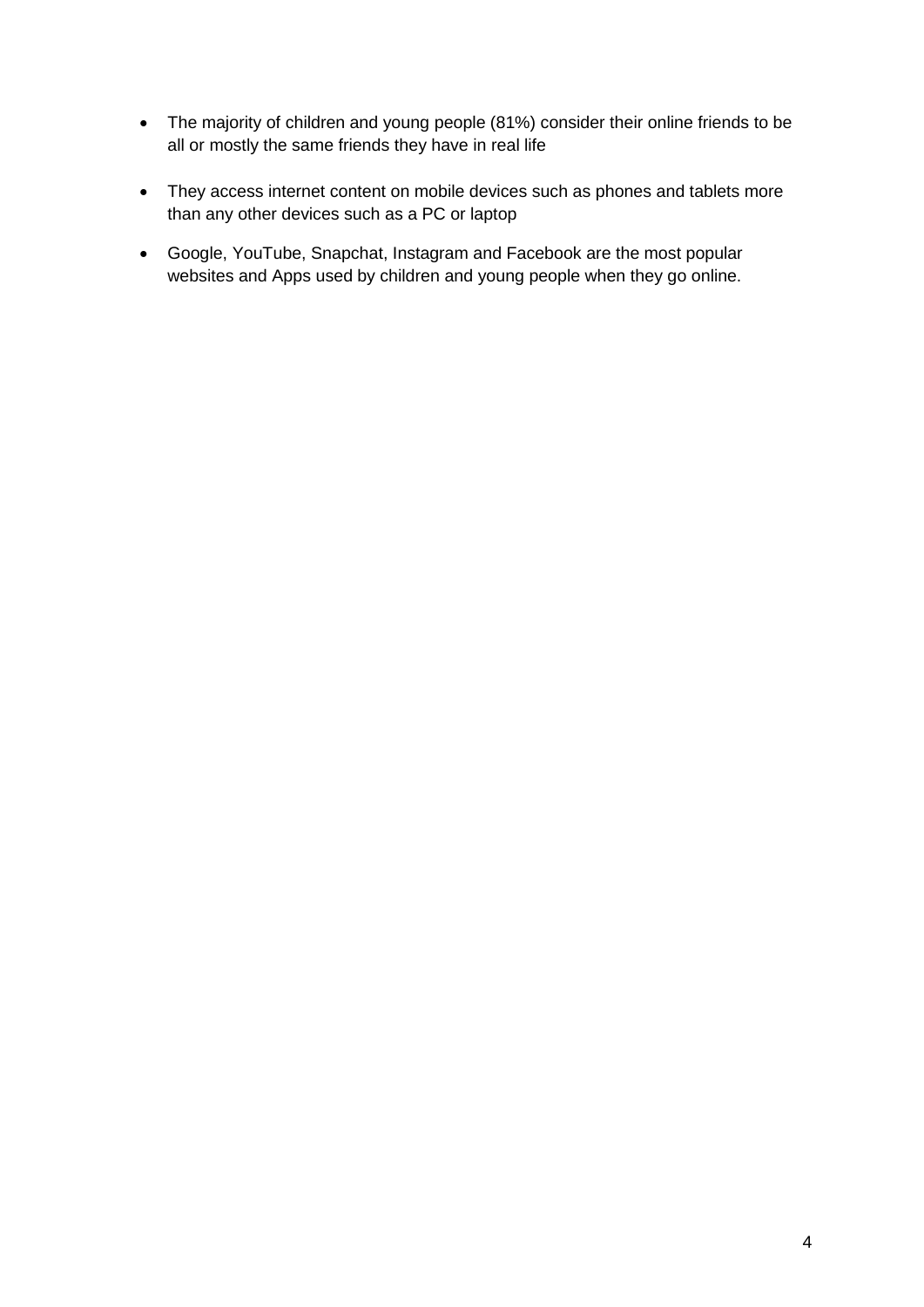- The majority of children and young people (81%) consider their online friends to be all or mostly the same friends they have in real life
- They access internet content on mobile devices such as phones and tablets more than any other devices such as a PC or laptop
- Google, YouTube, Snapchat, Instagram and Facebook are the most popular websites and Apps used by children and young people when they go online.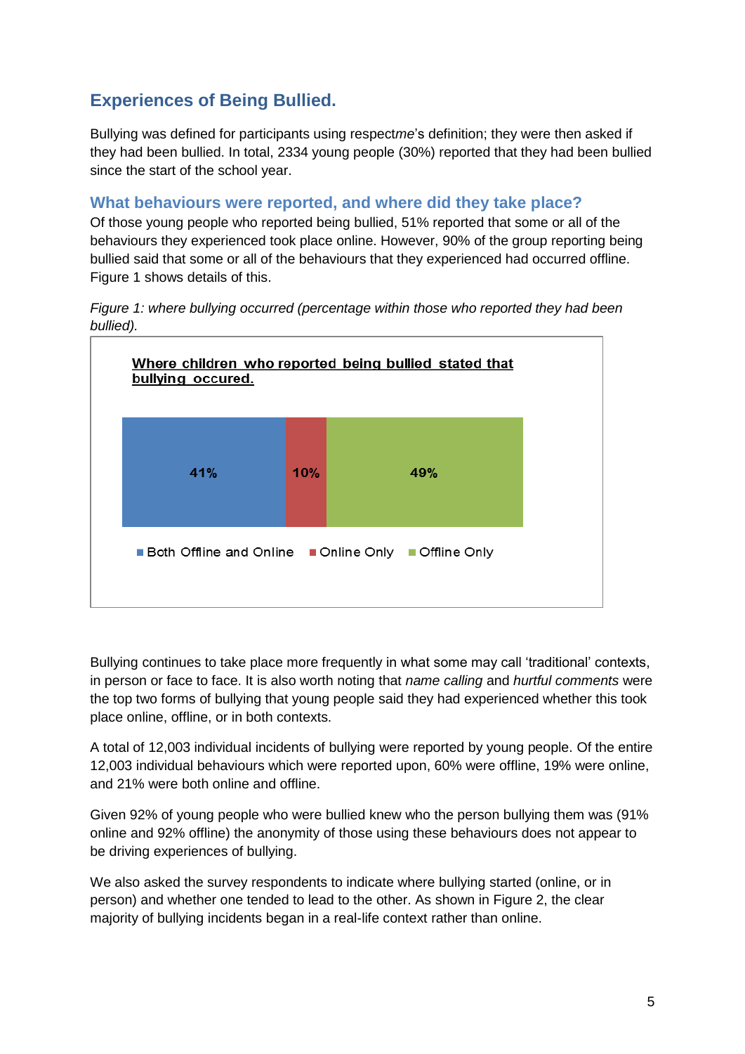## Experiences of Being Bullied.

Bullying was defined for participants using respect*me*'s definition; they were then asked if they had been bullied. In total, 2334 young people (30%) reported that they had been bullied since the start of the school year.

### What behaviours were reported, and where did they take place?

Of those young people who reported being bullied, 51% reported that some or all of the behaviours they experienced took place online. However, 90% of the group reporting being bullied said that some or all of the behaviours that they experienced had occurred offline. Figure 1 shows details of this.

*Figure 1: where bullying occurred (percentage within those who reported they had been bullied).*

**Where children who reported being bullied stated that bullying occured.**

| Both Offline and Online | Online Only | Offline Only |
|---|---|---|
| 41% | 10% | 49% |

Bullying continues to take place more frequently in what some may call 'traditional' contexts, in person or face to face. It is also worth noting that *name calling* and *hurtful comments* were the top two forms of bullying that young people said they had experienced whether this took place online, offline, or in both contexts.

A total of 12,003 individual incidents of bullying were reported by young people. Of the entire 12,003 individual behaviours which were reported upon, 60% were offline, 19% were online, and 21% were both online and offline.

Given 92% of young people who were bullied knew who the person bullying them was (91% online and 92% offline) the anonymity of those using these behaviours does not appear to be driving experiences of bullying.

We also asked the survey respondents to indicate where bullying started (online, or in person) and whether one tended to lead to the other. As shown in Figure 2, the clear majority of bullying incidents began in a real-life context rather than online.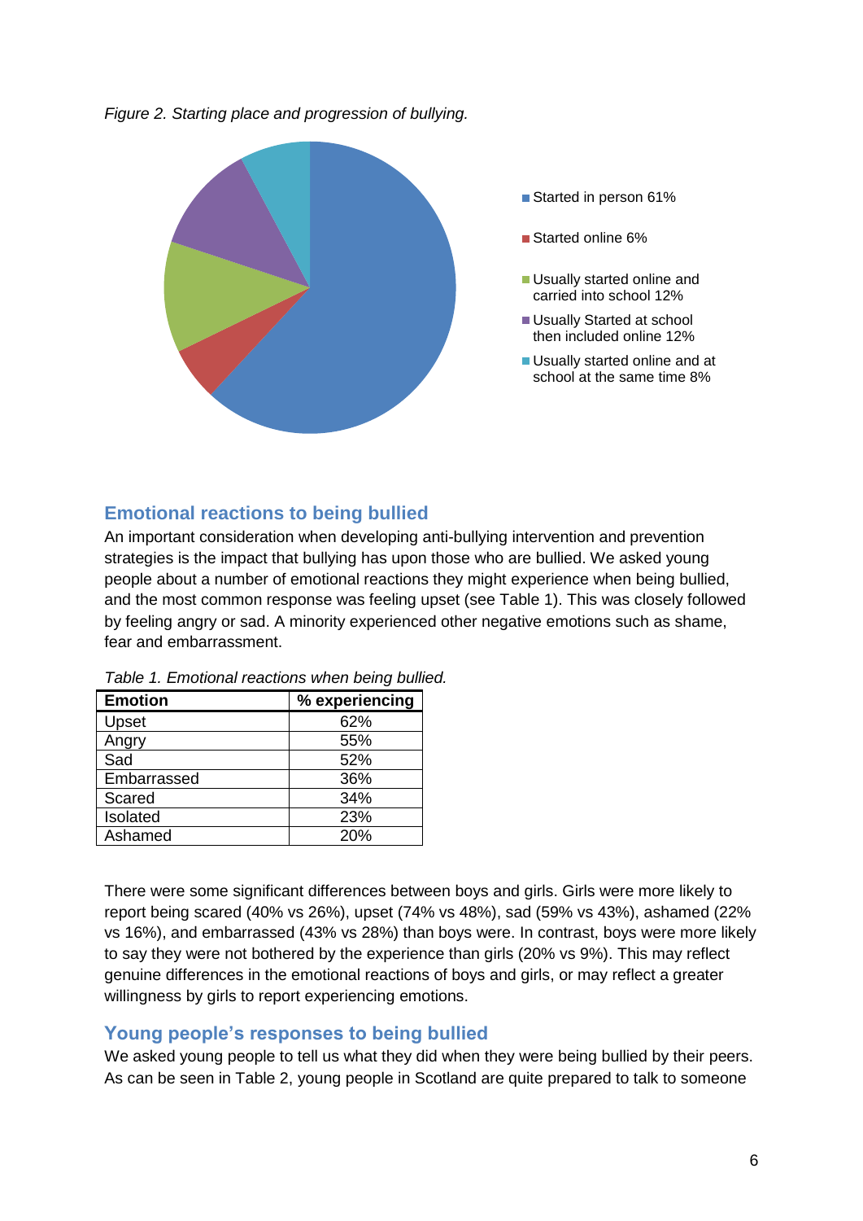*Figure 2. Starting place and progression of bullying.*

- Started in person 61%
- Started online 6%
- Usually started online and carried into school 12%
- Usually Started at school then included online 12%
- Usually started online and at school at the same time 8%

## Emotional reactions to being bullied

An important consideration when developing anti-bullying intervention and prevention strategies is the impact that bullying has upon those who are bullied. We asked young people about a number of emotional reactions they might experience when being bullied, and the most common response was feeling upset (see Table 1). This was closely followed by feeling angry or sad. A minority experienced other negative emotions such as shame, fear and embarrassment.

*Table 1. Emotional reactions when being bullied.*

| Emotion | % experiencing |
|---|---|
| Upset | 62% |
| Angry | 55% |
| Sad | 52% |
| Embarrassed | 36% |
| Scared | 34% |
| Isolated | 23% |
| Ashamed | 20% |

There were some significant differences between boys and girls. Girls were more likely to report being scared (40% vs 26%), upset (74% vs 48%), sad (59% vs 43%), ashamed (22% vs 16%), and embarrassed (43% vs 28%) than boys were. In contrast, boys were more likely to say they were not bothered by the experience than girls (20% vs 9%). This may reflect genuine differences in the emotional reactions of boys and girls, or may reflect a greater willingness by girls to report experiencing emotions.

## Young people's responses to being bullied

We asked young people to tell us what they did when they were being bullied by their peers. As can be seen in Table 2, young people in Scotland are quite prepared to talk to someone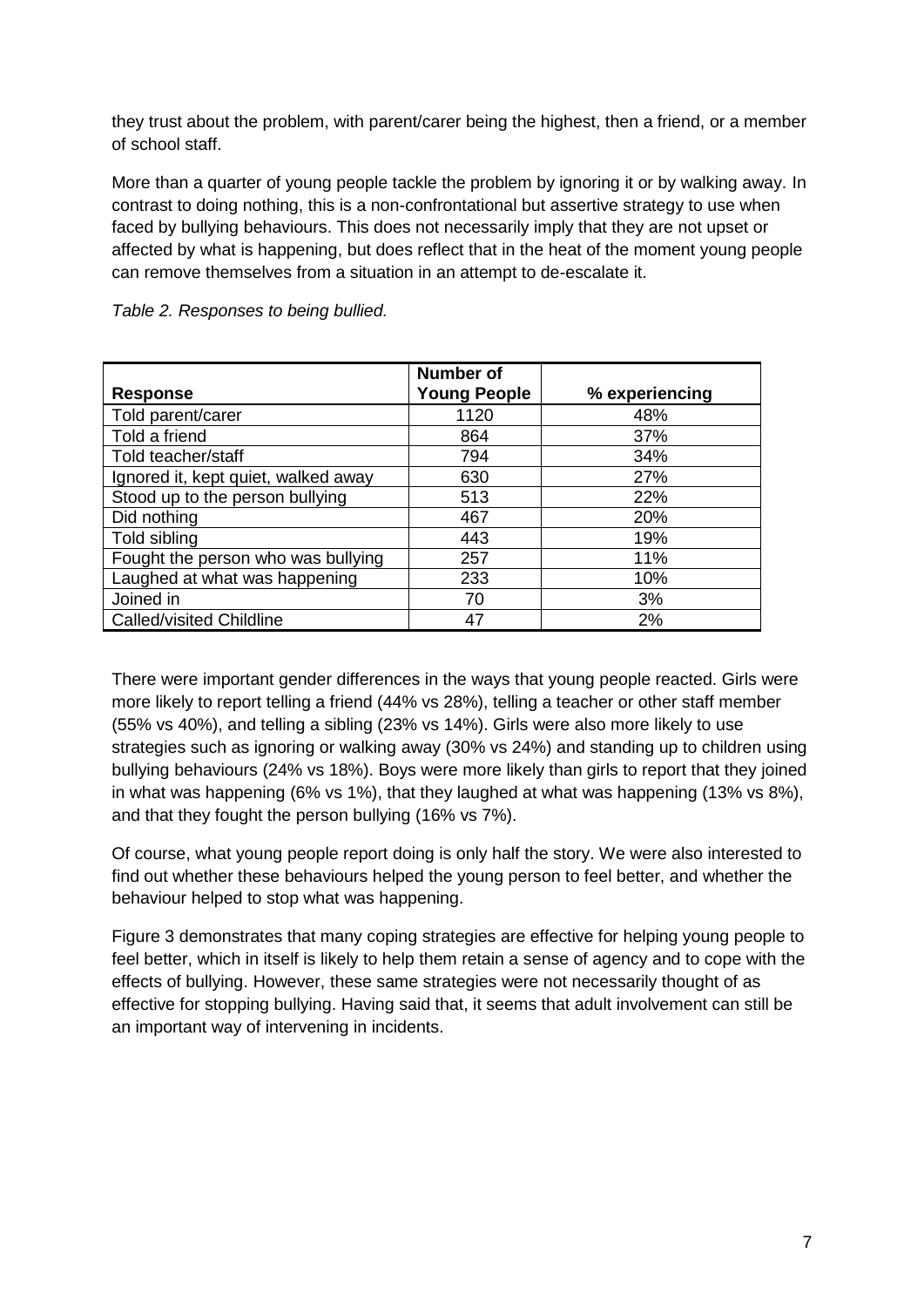they trust about the problem, with parent/carer being the highest, then a friend, or a member of school staff.

More than a quarter of young people tackle the problem by ignoring it or by walking away. In contrast to doing nothing, this is a non-confrontational but assertive strategy to use when faced by bullying behaviours. This does not necessarily imply that they are not upset or affected by what is happening, but does reflect that in the heat of the moment young people can remove themselves from a situation in an attempt to de-escalate it.

*Table 2. Responses to being bullied.*

| Response | Number of Young People | % experiencing |
|---|---|---|
| Told parent/carer | 1120 | 48% |
| Told a friend | 864 | 37% |
| Told teacher/staff | 794 | 34% |
| Ignored it, kept quiet, walked away | 630 | 27% |
| Stood up to the person bullying | 513 | 22% |
| Did nothing | 467 | 20% |
| Told sibling | 443 | 19% |
| Fought the person who was bullying | 257 | 11% |
| Laughed at what was happening | 233 | 10% |
| Joined in | 70 | 3% |
| Called/visited Childline | 47 | 2% |

There were important gender differences in the ways that young people reacted. Girls were more likely to report telling a friend (44% vs 28%), telling a teacher or other staff member (55% vs 40%), and telling a sibling (23% vs 14%). Girls were also more likely to use strategies such as ignoring or walking away (30% vs 24%) and standing up to children using bullying behaviours (24% vs 18%). Boys were more likely than girls to report that they joined in what was happening (6% vs 1%), that they laughed at what was happening (13% vs 8%), and that they fought the person bullying (16% vs 7%).

Of course, what young people report doing is only half the story. We were also interested to find out whether these behaviours helped the young person to feel better, and whether the behaviour helped to stop what was happening.

Figure 3 demonstrates that many coping strategies are effective for helping young people to feel better, which in itself is likely to help them retain a sense of agency and to cope with the effects of bullying. However, these same strategies were not necessarily thought of as effective for stopping bullying. Having said that, it seems that adult involvement can still be an important way of intervening in incidents.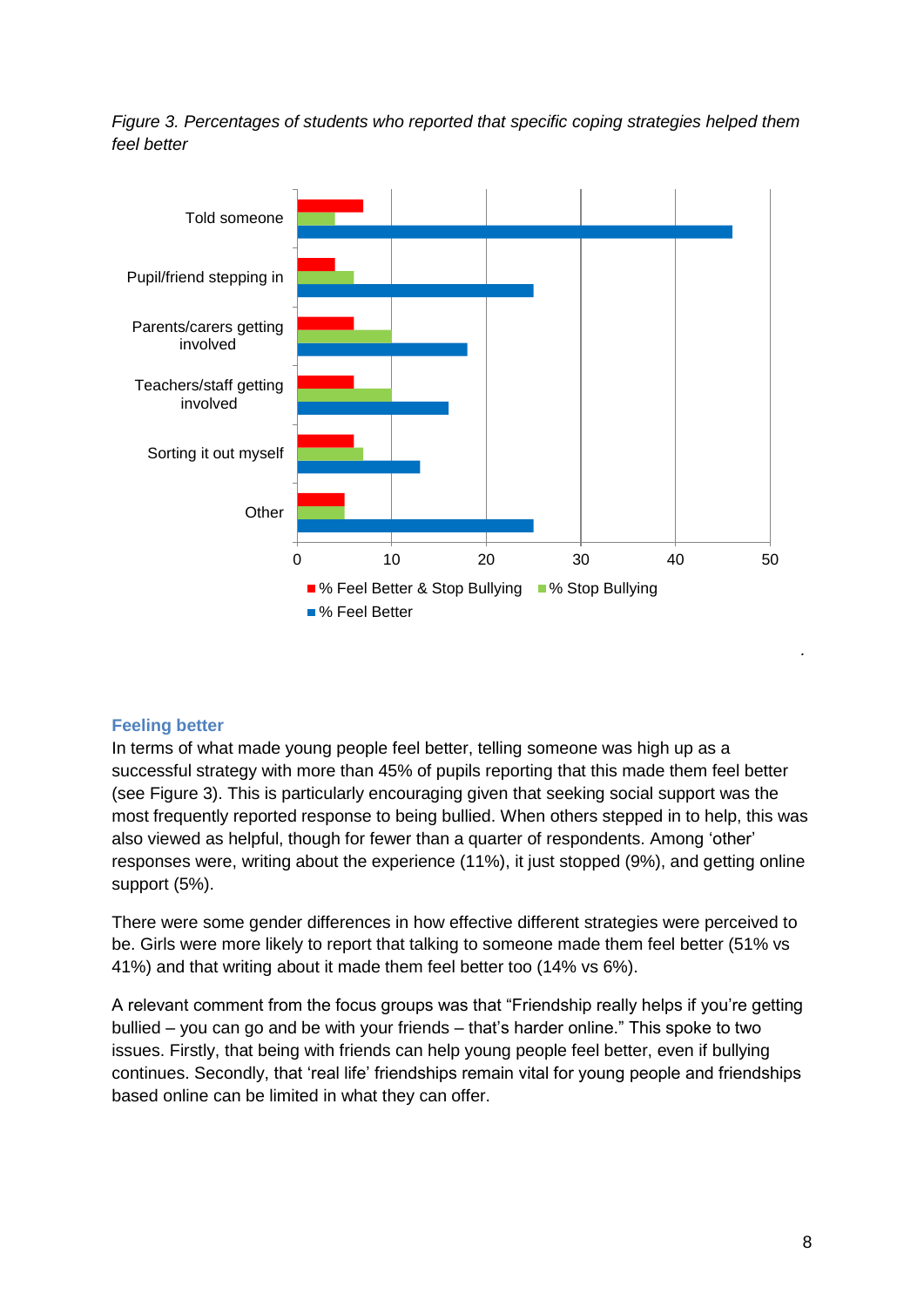*Figure 3. Percentages of students who reported that specific coping strategies helped them feel better*

### Feeling better

In terms of what made young people feel better, telling someone was high up as a successful strategy with more than 45% of pupils reporting that this made them feel better (see Figure 3). This is particularly encouraging given that seeking social support was the most frequently reported response to being bullied. When others stepped in to help, this was also viewed as helpful, though for fewer than a quarter of respondents. Among 'other' responses were, writing about the experience (11%), it just stopped (9%), and getting online support (5%).

There were some gender differences in how effective different strategies were perceived to be. Girls were more likely to report that talking to someone made them feel better (51% vs 41%) and that writing about it made them feel better too (14% vs 6%).

A relevant comment from the focus groups was that "Friendship really helps if you're getting bullied – you can go and be with your friends – that's harder online." This spoke to two issues. Firstly, that being with friends can help young people feel better, even if bullying continues. Secondly, that 'real life' friendships remain vital for young people and friendships based online can be limited in what they can offer.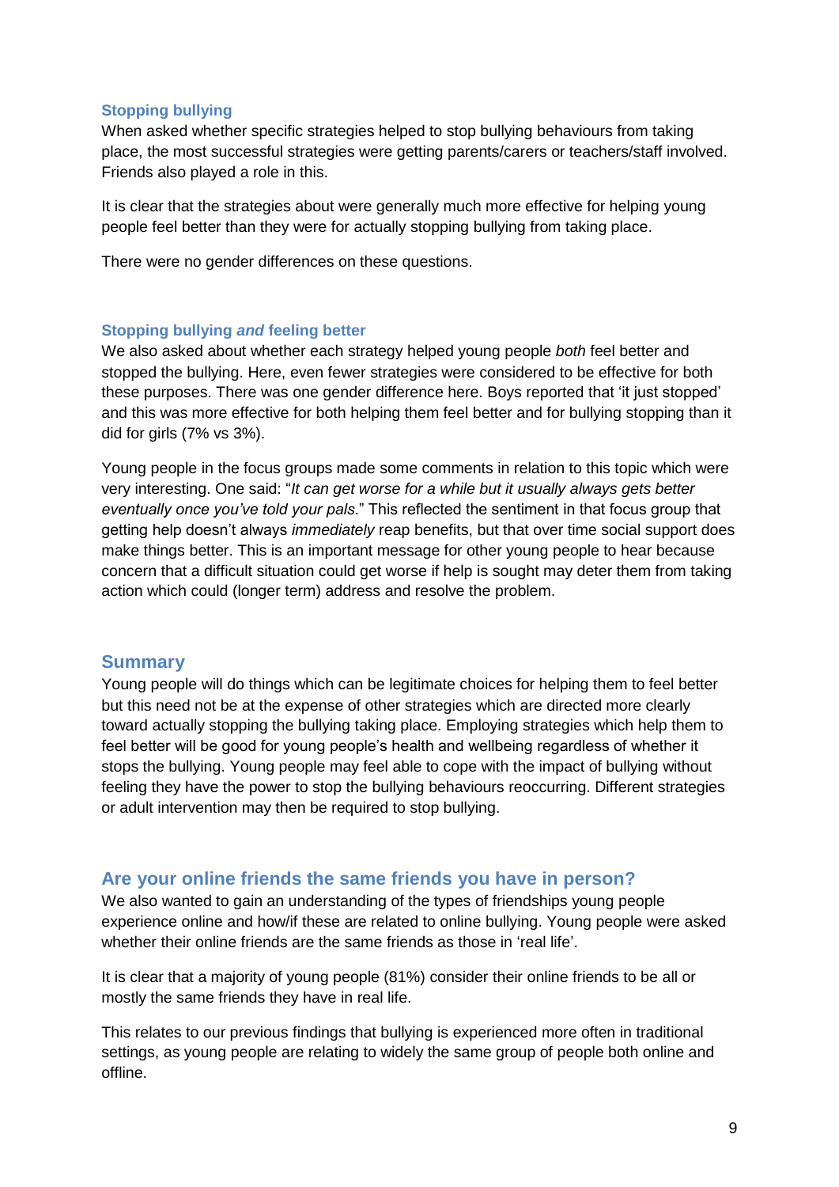### Stopping bullying

When asked whether specific strategies helped to stop bullying behaviours from taking place, the most successful strategies were getting parents/carers or teachers/staff involved. Friends also played a role in this.

It is clear that the strategies about were generally much more effective for helping young people feel better than they were for actually stopping bullying from taking place.

There were no gender differences on these questions.

### Stopping bullying *and* feeling better

We also asked about whether each strategy helped young people *both* feel better and stopped the bullying. Here, even fewer strategies were considered to be effective for both these purposes. There was one gender difference here. Boys reported that 'it just stopped' and this was more effective for both helping them feel better and for bullying stopping than it did for girls (7% vs 3%).

Young people in the focus groups made some comments in relation to this topic which were very interesting. One said: "*It can get worse for a while but it usually always gets better eventually once you've told your pals*." This reflected the sentiment in that focus group that getting help doesn't always *immediately* reap benefits, but that over time social support does make things better. This is an important message for other young people to hear because concern that a difficult situation could get worse if help is sought may deter them from taking action which could (longer term) address and resolve the problem.

## Summary

Young people will do things which can be legitimate choices for helping them to feel better but this need not be at the expense of other strategies which are directed more clearly toward actually stopping the bullying taking place. Employing strategies which help them to feel better will be good for young people's health and wellbeing regardless of whether it stops the bullying. Young people may feel able to cope with the impact of bullying without feeling they have the power to stop the bullying behaviours reoccurring. Different strategies or adult intervention may then be required to stop bullying.

## Are your online friends the same friends you have in person?

We also wanted to gain an understanding of the types of friendships young people experience online and how/if these are related to online bullying. Young people were asked whether their online friends are the same friends as those in 'real life'.

It is clear that a majority of young people (81%) consider their online friends to be all or mostly the same friends they have in real life.

This relates to our previous findings that bullying is experienced more often in traditional settings, as young people are relating to widely the same group of people both online and offline.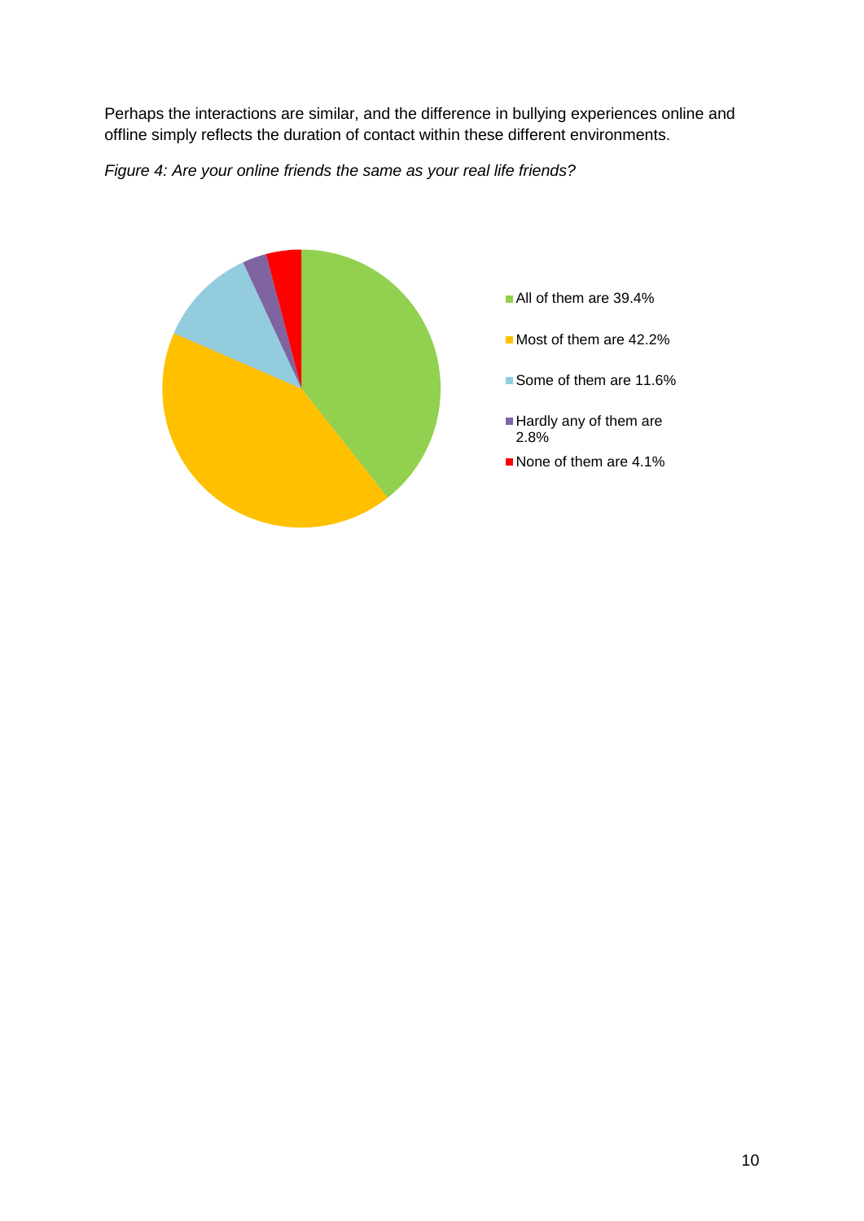Perhaps the interactions are similar, and the difference in bullying experiences online and offline simply reflects the duration of contact within these different environments.

*Figure 4: Are your online friends the same as your real life friends?*

- All of them are 39.4%
- Most of them are 42.2%
- Some of them are 11.6%
- Hardly any of them are 2.8%
- None of them are 4.1%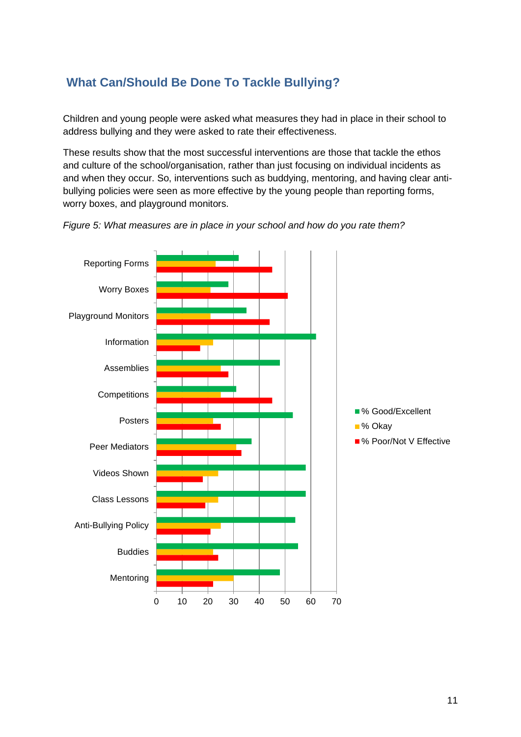## What Can/Should Be Done To Tackle Bullying?

Children and young people were asked what measures they had in place in their school to address bullying and they were asked to rate their effectiveness.

These results show that the most successful interventions are those that tackle the ethos and culture of the school/organisation, rather than just focusing on individual incidents as and when they occur. So, interventions such as buddying, mentoring, and having clear anti-bullying policies were seen as more effective by the young people than reporting forms, worry boxes, and playground monitors.

*Figure 5: What measures are in place in your school and how do you rate them?*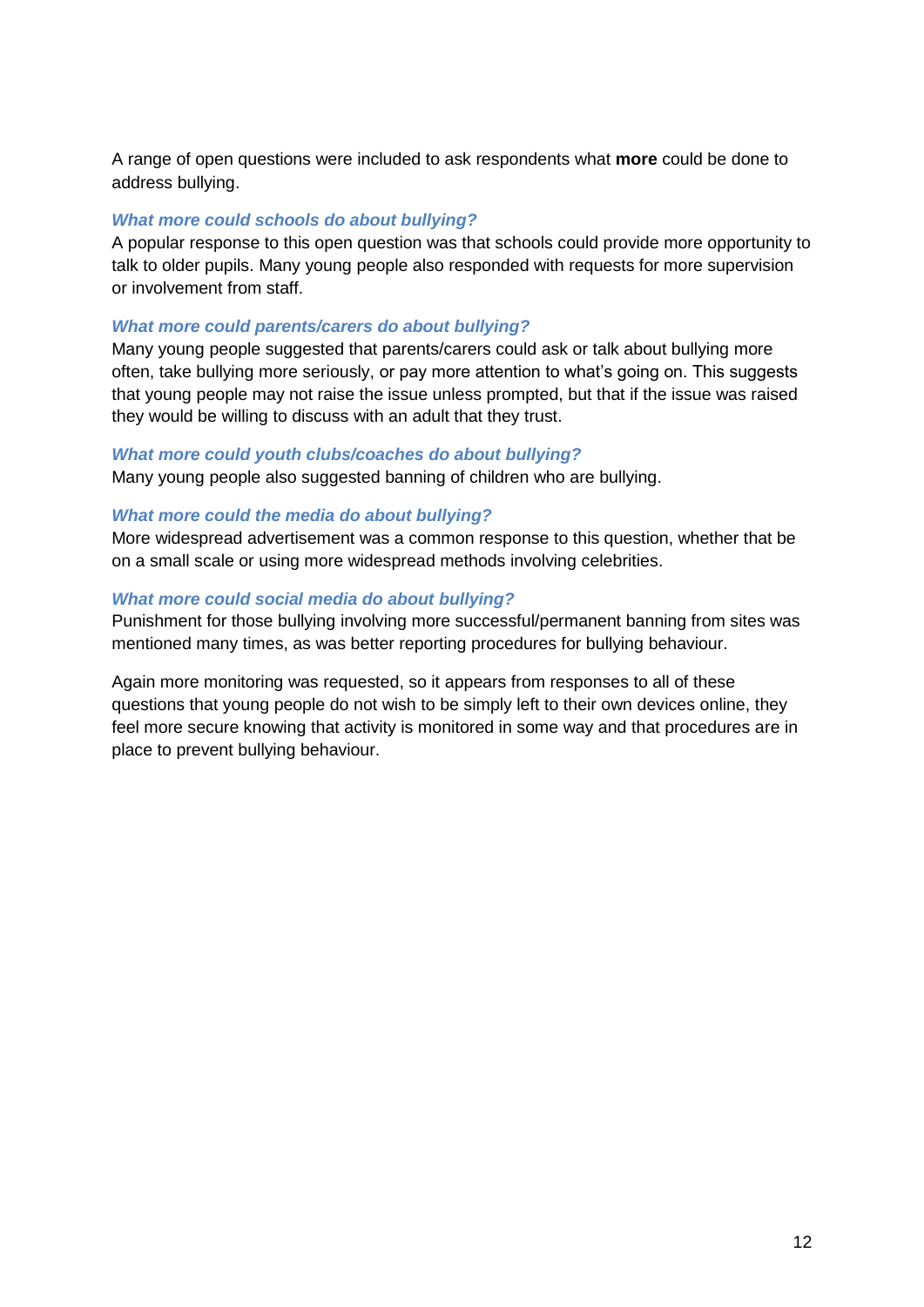A range of open questions were included to ask respondents what **more** could be done to address bullying.

### *What more could schools do about bullying?*

A popular response to this open question was that schools could provide more opportunity to talk to older pupils. Many young people also responded with requests for more supervision or involvement from staff.

### *What more could parents/carers do about bullying?*

Many young people suggested that parents/carers could ask or talk about bullying more often, take bullying more seriously, or pay more attention to what's going on. This suggests that young people may not raise the issue unless prompted, but that if the issue was raised they would be willing to discuss with an adult that they trust.

### *What more could youth clubs/coaches do about bullying?*

Many young people also suggested banning of children who are bullying.

### *What more could the media do about bullying?*

More widespread advertisement was a common response to this question, whether that be on a small scale or using more widespread methods involving celebrities.

### *What more could social media do about bullying?*

Punishment for those bullying involving more successful/permanent banning from sites was mentioned many times, as was better reporting procedures for bullying behaviour.

Again more monitoring was requested, so it appears from responses to all of these questions that young people do not wish to be simply left to their own devices online, they feel more secure knowing that activity is monitored in some way and that procedures are in place to prevent bullying behaviour.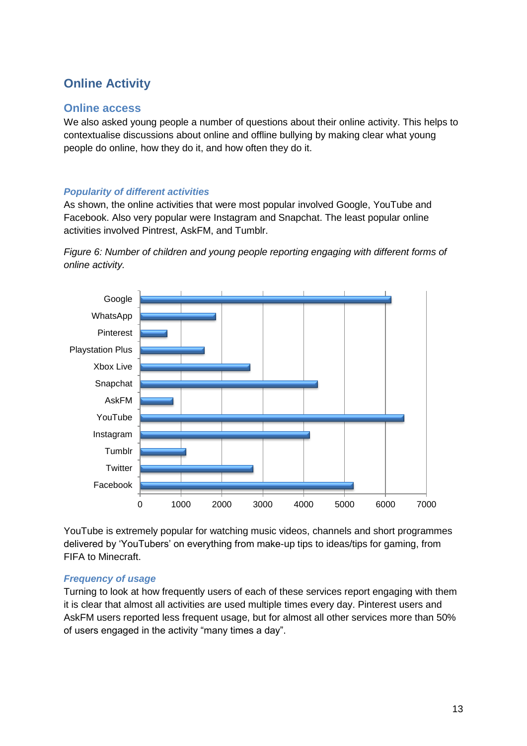## Online Activity

### Online access

We also asked young people a number of questions about their online activity. This helps to contextualise discussions about online and offline bullying by making clear what young people do online, how they do it, and how often they do it.

#### *Popularity of different activities*

As shown, the online activities that were most popular involved Google, YouTube and Facebook. Also very popular were Instagram and Snapchat. The least popular online activities involved Pintrest, AskFM, and Tumblr.

*Figure 6: Number of children and young people reporting engaging with different forms of online activity.*

YouTube is extremely popular for watching music videos, channels and short programmes delivered by 'YouTubers' on everything from make-up tips to ideas/tips for gaming, from FIFA to Minecraft.

#### *Frequency of usage*

Turning to look at how frequently users of each of these services report engaging with them it is clear that almost all activities are used multiple times every day. Pinterest users and AskFM users reported less frequent usage, but for almost all other services more than 50% of users engaged in the activity "many times a day".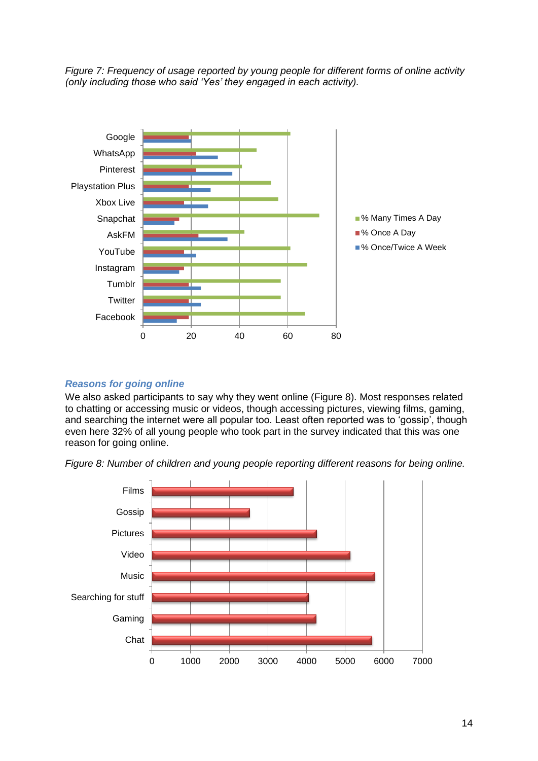*Figure 7: Frequency of usage reported by young people for different forms of online activity (only including those who said 'Yes' they engaged in each activity).*

### *Reasons for going online*

We also asked participants to say why they went online (Figure 8). Most responses related to chatting or accessing music or videos, though accessing pictures, viewing films, gaming, and searching the internet were all popular too. Least often reported was to 'gossip', though even here 32% of all young people who took part in the survey indicated that this was one reason for going online.

*Figure 8: Number of children and young people reporting different reasons for being online.*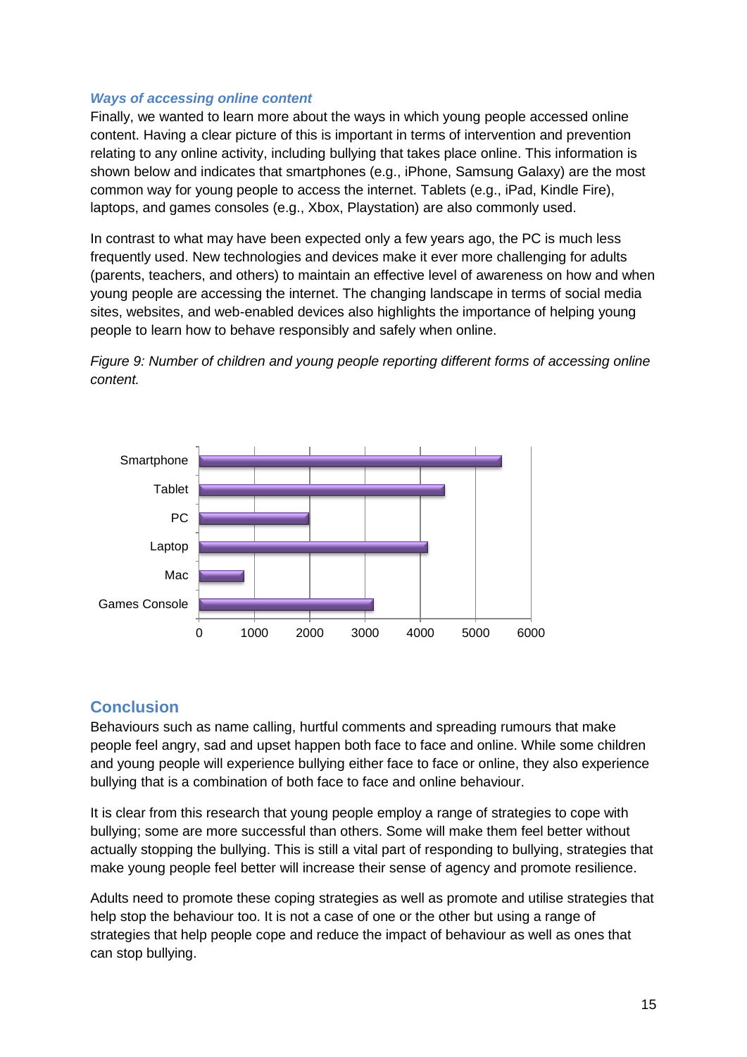### *Ways of accessing online content*

Finally, we wanted to learn more about the ways in which young people accessed online content. Having a clear picture of this is important in terms of intervention and prevention relating to any online activity, including bullying that takes place online. This information is shown below and indicates that smartphones (e.g., iPhone, Samsung Galaxy) are the most common way for young people to access the internet. Tablets (e.g., iPad, Kindle Fire), laptops, and games consoles (e.g., Xbox, Playstation) are also commonly used.

In contrast to what may have been expected only a few years ago, the PC is much less frequently used. New technologies and devices make it ever more challenging for adults (parents, teachers, and others) to maintain an effective level of awareness on how and when young people are accessing the internet. The changing landscape in terms of social media sites, websites, and web-enabled devices also highlights the importance of helping young people to learn how to behave responsibly and safely when online.

*Figure 9: Number of children and young people reporting different forms of accessing online content.*

## Conclusion

Behaviours such as name calling, hurtful comments and spreading rumours that make people feel angry, sad and upset happen both face to face and online. While some children and young people will experience bullying either face to face or online, they also experience bullying that is a combination of both face to face and online behaviour.

It is clear from this research that young people employ a range of strategies to cope with bullying; some are more successful than others. Some will make them feel better without actually stopping the bullying. This is still a vital part of responding to bullying, strategies that make young people feel better will increase their sense of agency and promote resilience.

Adults need to promote these coping strategies as well as promote and utilise strategies that help stop the behaviour too. It is not a case of one or the other but using a range of strategies that help people cope and reduce the impact of behaviour as well as ones that can stop bullying.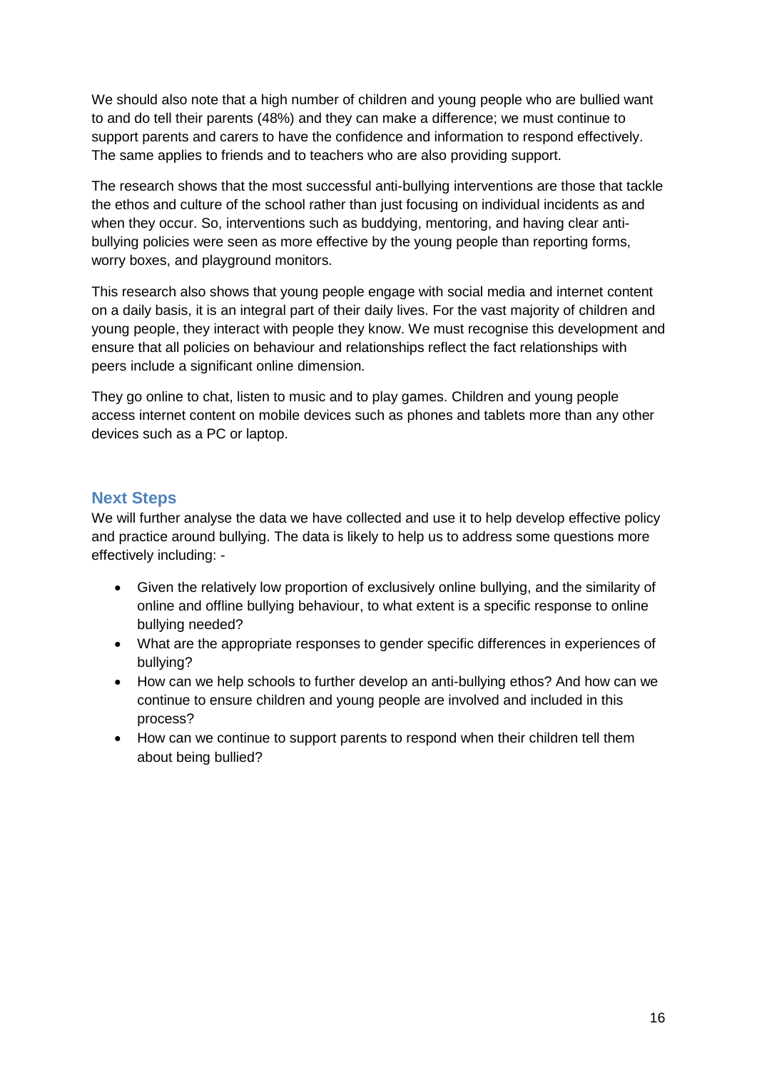We should also note that a high number of children and young people who are bullied want to and do tell their parents (48%) and they can make a difference; we must continue to support parents and carers to have the confidence and information to respond effectively. The same applies to friends and to teachers who are also providing support.

The research shows that the most successful anti-bullying interventions are those that tackle the ethos and culture of the school rather than just focusing on individual incidents as and when they occur. So, interventions such as buddying, mentoring, and having clear anti-bullying policies were seen as more effective by the young people than reporting forms, worry boxes, and playground monitors.

This research also shows that young people engage with social media and internet content on a daily basis, it is an integral part of their daily lives. For the vast majority of children and young people, they interact with people they know. We must recognise this development and ensure that all policies on behaviour and relationships reflect the fact relationships with peers include a significant online dimension.

They go online to chat, listen to music and to play games. Children and young people access internet content on mobile devices such as phones and tablets more than any other devices such as a PC or laptop.

## Next Steps

We will further analyse the data we have collected and use it to help develop effective policy and practice around bullying. The data is likely to help us to address some questions more effectively including: -

- Given the relatively low proportion of exclusively online bullying, and the similarity of online and offline bullying behaviour, to what extent is a specific response to online bullying needed?
- What are the appropriate responses to gender specific differences in experiences of bullying?
- How can we help schools to further develop an anti-bullying ethos? And how can we continue to ensure children and young people are involved and included in this process?
- How can we continue to support parents to respond when their children tell them about being bullied?